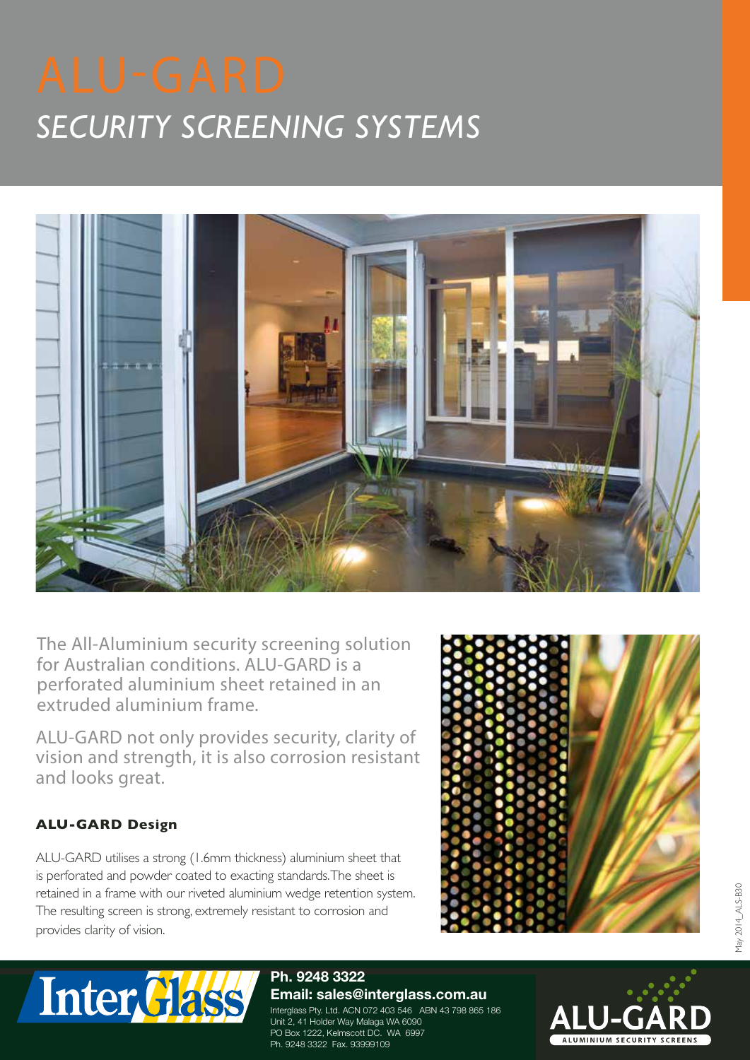# ALU-GARD

## *SECURITY SCREENING SYSTEMS*

The All-Aluminium security screening solution for Australian conditions. ALU-GARD is a perforated aluminium sheet retained in an extruded aluminium frame.

ALU-GARD not only provides security, clarity of vision and strength, it is also corrosion resistant and looks great.

### ALU-GARD Design

ALU-GARD utilises a strong (1.6mm thickness) aluminium sheet that is perforated and powder coated to exacting standards. The sheet is retained in a frame with our riveted aluminium wedge retention system. The resulting screen is strong, extremely resistant to corrosion and provides clarity of vision.

May 2014_ALS-B30

**Ph. 9248 3322**
**Email: sales@interglass.com.au**
Interglass Pty. Ltd. ACN 072 403 546 ABN 43 798 865 186
Unit 2, 41 Holder Way Malaga WA 6090
PO Box 1222, Kelmscott DC. WA 6997
Ph. 9248 3322 Fax. 93999109

ALU-GARD ALUMINIUM SECURITY SCREENS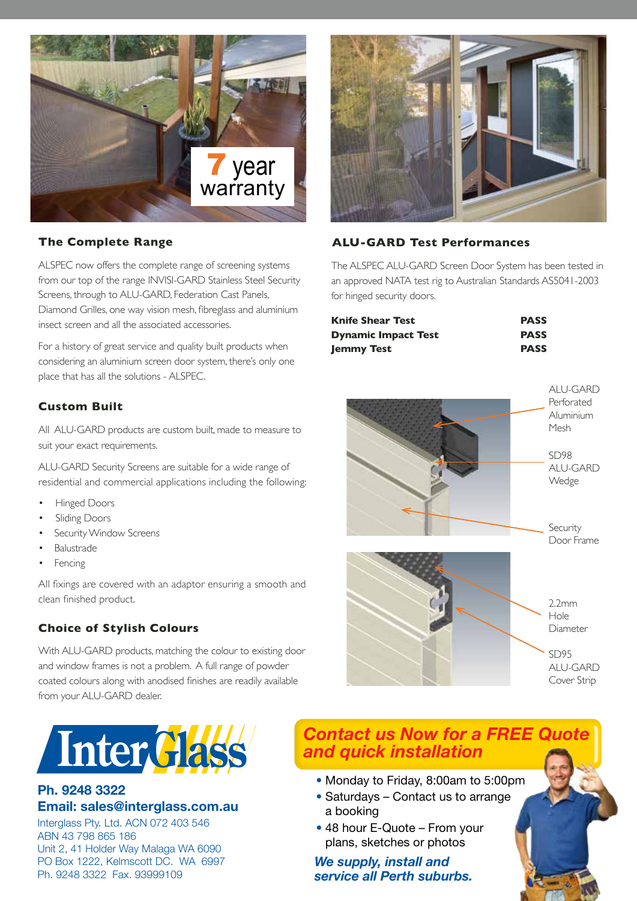7 year warranty

## The Complete Range

ALSPEC now offers the complete range of screening systems from our top of the range INVISI-GARD Stainless Steel Security Screens, through to ALU-GARD, Federation Cast Panels, Diamond Grilles, one way vision mesh, fibreglass and aluminium insect screen and all the associated accessories.

For a history of great service and quality built products when considering an aluminium screen door system, there's only one place that has all the solutions - ALSPEC.

## Custom Built

All ALU-GARD products are custom built, made to measure to suit your exact requirements.

ALU-GARD Security Screens are suitable for a wide range of residential and commercial applications including the following:

- Hinged Doors
- Sliding Doors
- Security Window Screens
- Balustrade
- Fencing

All fixings are covered with an adaptor ensuring a smooth and clean finished product.

## Choice of Stylish Colours

With ALU-GARD products, matching the colour to existing door and window frames is not a problem. A full range of powder coated colours along with anodised finishes are readily available from your ALU-GARD dealer.

## ALU-GARD Test Performances

The ALSPEC ALU-GARD Screen Door System has been tested in an approved NATA test rig to Australian Standards AS5041-2003 for hinged security doors.

| | |
|---|---|
| **Knife Shear Test** | **PASS** |
| **Dynamic Impact Test** | **PASS** |
| **Jemmy Test** | **PASS** |

ALU-GARD Perforated Aluminium Mesh

SD98 ALU-GARD Wedge

Security Door Frame

2.2mm Hole Diameter

SD95 ALU-GARD Cover Strip

InterGlass

**Ph. 9248 3322**
**Email: sales@interglass.com.au**

Interglass Pty. Ltd. ACN 072 403 546
ABN 43 798 865 186
Unit 2, 41 Holder Way Malaga WA 6090
PO Box 1222, Kelmscott DC. WA 6997
Ph. 9248 3322 Fax. 93999109

## *Contact us Now for a FREE Quote and quick installation*

- Monday to Friday, 8:00am to 5:00pm
- Saturdays – Contact us to arrange a booking
- 48 hour E-Quote – From your plans, sketches or photos

***We supply, install and service all Perth suburbs.***